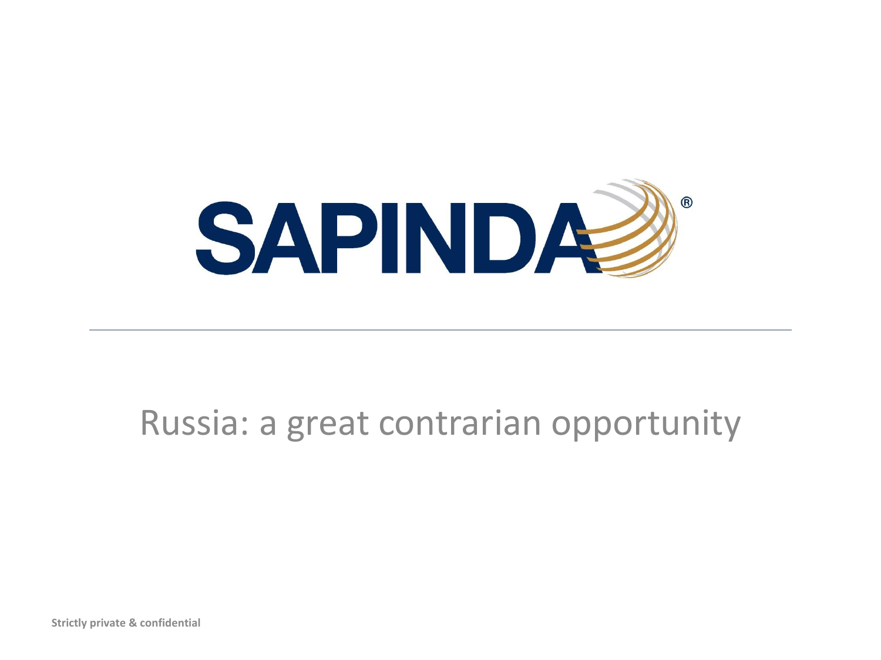# SAPINDA®

## Russia: a great contrarian opportunity

**Strictly private & confidential**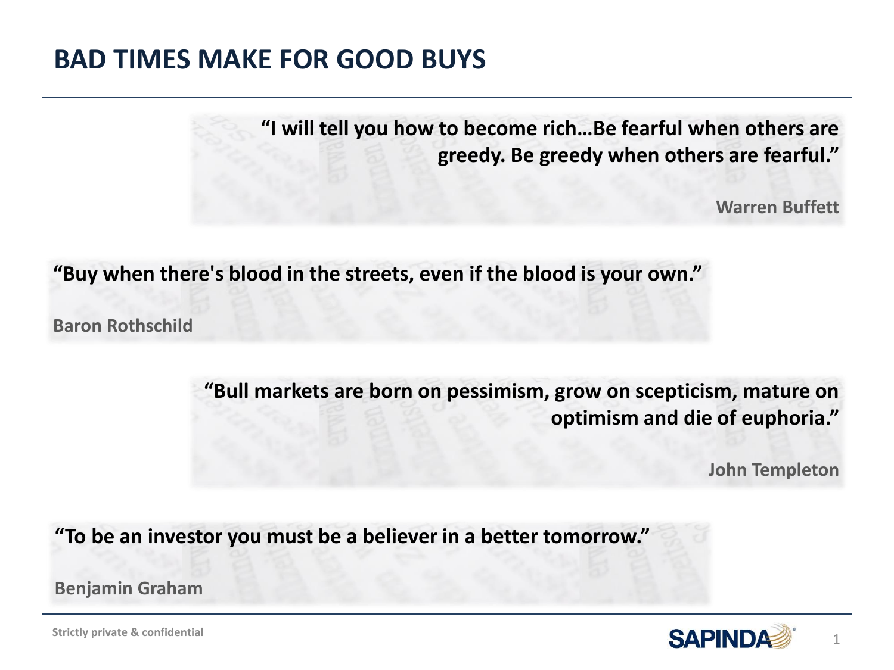# BAD TIMES MAKE FOR GOOD BUYS

**"I will tell you how to become rich…Be fearful when others are greedy. Be greedy when others are fearful."**

**Warren Buffett**

**"Buy when there's blood in the streets, even if the blood is your own."**

**Baron Rothschild**

**"Bull markets are born on pessimism, grow on scepticism, mature on optimism and die of euphoria."**

**John Templeton**

**"To be an investor you must be a believer in a better tomorrow."**

**Benjamin Graham**

Strictly private & confidential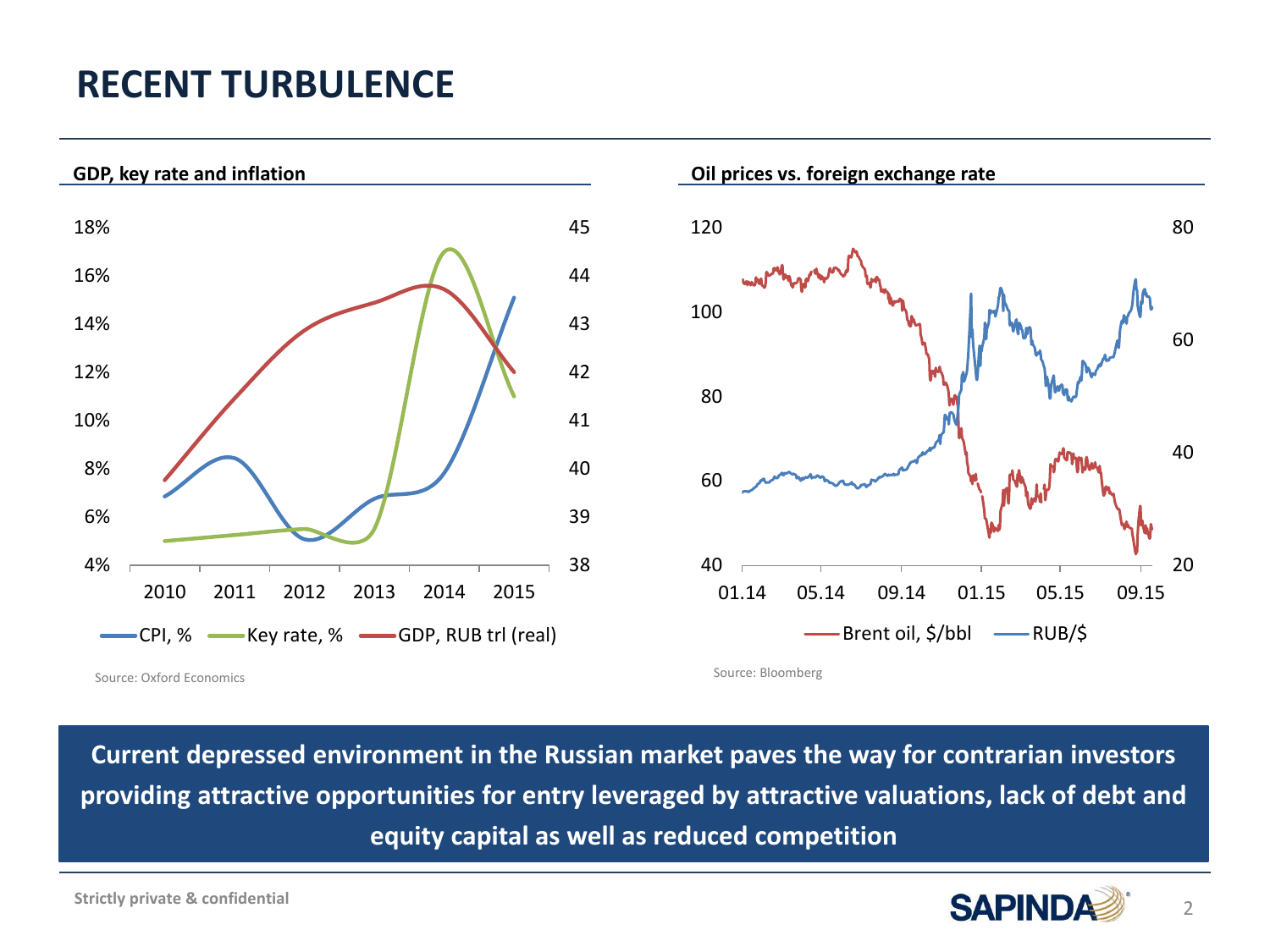# RECENT TURBULENCE

**GDP, key rate and inflation**

18%
16%
14%
12%
10%
8%
6%
4%

45
44
43
42
41
40
39
38

2010 2011 2012 2013 2014 2015

CPI, % Key rate, % GDP, RUB trl (real)

Source: Oxford Economics

**Oil prices vs. foreign exchange rate**

120
100
80
60
40

80
60
40
20

01.14 05.14 09.14 01.15 05.15 09.15

Brent oil, $/bbl RUB/$

Source: Bloomberg

**Current depressed environment in the Russian market paves the way for contrarian investors providing attractive opportunities for entry leveraged by attractive valuations, lack of debt and equity capital as well as reduced competition**

Strictly private & confidential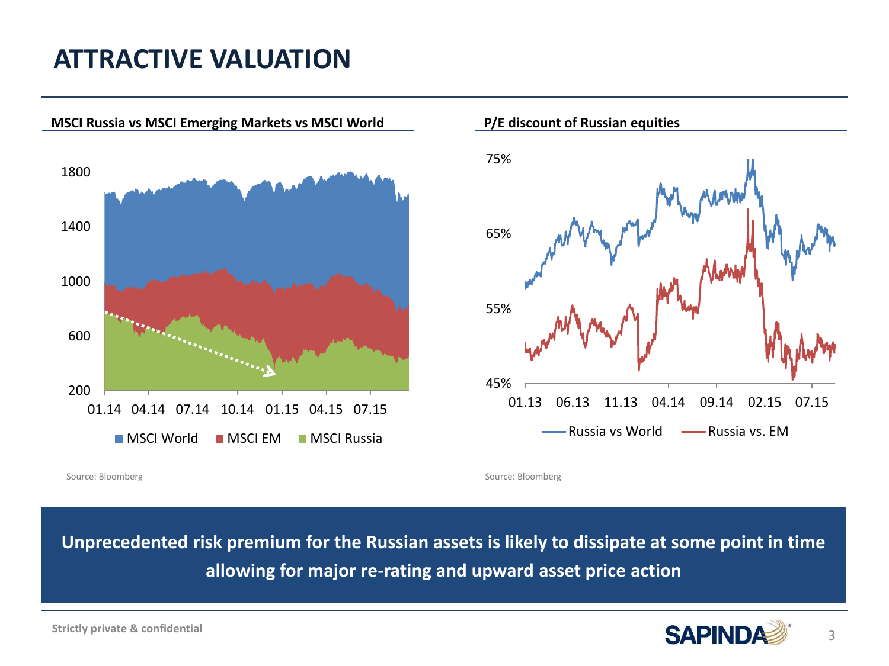# ATTRACTIVE VALUATION

**MSCI Russia vs MSCI Emerging Markets vs MSCI World**

Source: Bloomberg

**P/E discount of Russian equities**

Source: Bloomberg

**Unprecedented risk premium for the Russian assets is likely to dissipate at some point in time allowing for major re-rating and upward asset price action**

Strictly private & confidential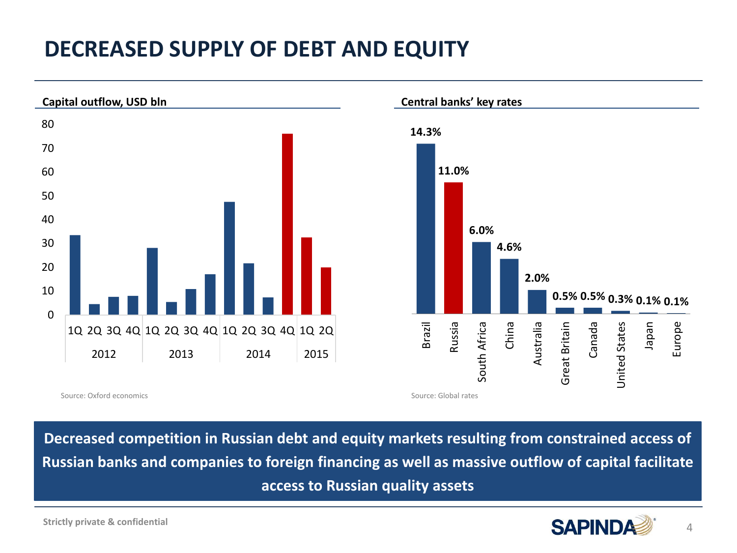# DECREASED SUPPLY OF DEBT AND EQUITY

**Capital outflow, USD bln**

| Year | Quarter | Capital outflow, USD bln |
|---|---|---|
| 2012 | 1Q | ~33 |
| 2012 | 2Q | ~4 |
| 2012 | 3Q | ~7 |
| 2012 | 4Q | ~8 |
| 2013 | 1Q | ~28 |
| 2013 | 2Q | ~5 |
| 2013 | 3Q | ~11 |
| 2013 | 4Q | ~17 |
| 2014 | 1Q | ~47 |
| 2014 | 2Q | ~21 |
| 2014 | 3Q | ~7 |
| 2014 | 4Q | ~76 |
| 2015 | 1Q | ~32 |
| 2015 | 2Q | ~20 |

Source: Oxford economics

**Central banks' key rates**

| Country | Key rate |
|---|---|
| Brazil | 14.3% |
| Russia | 11.0% |
| South Africa | 6.0% |
| China | 4.6% |
| Australia | 2.0% |
| Great Britain | 0.5% |
| Canada | 0.5% |
| United States | 0.3% |
| Japan | 0.1% |
| Europe | 0.1% |

Source: Global rates

**Decreased competition in Russian debt and equity markets resulting from constrained access of Russian banks and companies to foreign financing as well as massive outflow of capital facilitate access to Russian quality assets**

Strictly private & confidential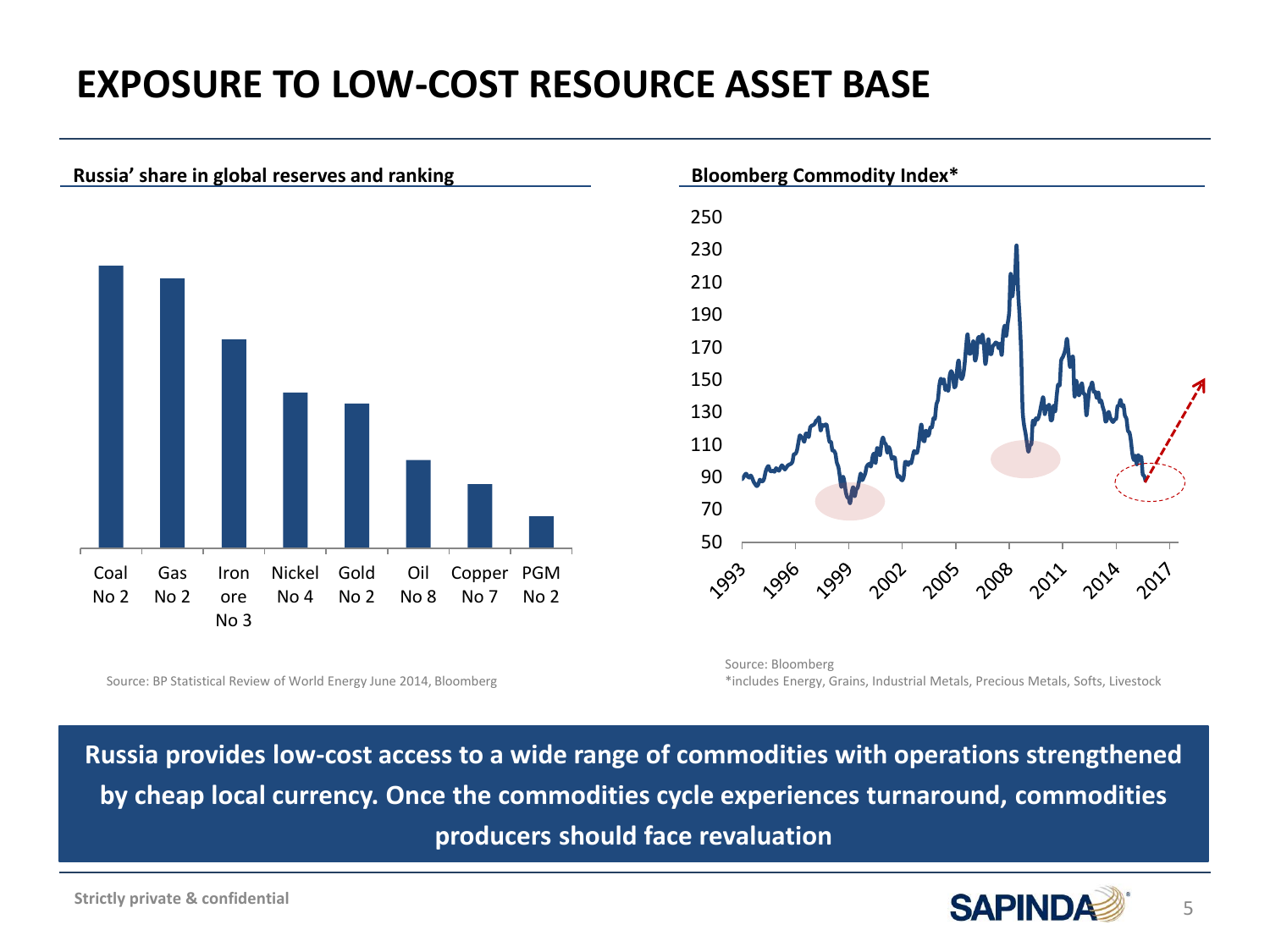# EXPOSURE TO LOW-COST RESOURCE ASSET BASE

**Russia' share in global reserves and ranking**

Coal No 2 | Gas No 2 | Iron ore No 3 | Nickel No 4 | Gold No 2 | Oil No 8 | Copper No 7 | PGM No 2

Source: BP Statistical Review of World Energy June 2014, Bloomberg

**Bloomberg Commodity Index***

Source: Bloomberg
*includes Energy, Grains, Industrial Metals, Precious Metals, Softs, Livestock

**Russia provides low-cost access to a wide range of commodities with operations strengthened by cheap local currency. Once the commodities cycle experiences turnaround, commodities producers should face revaluation**

Strictly private & confidential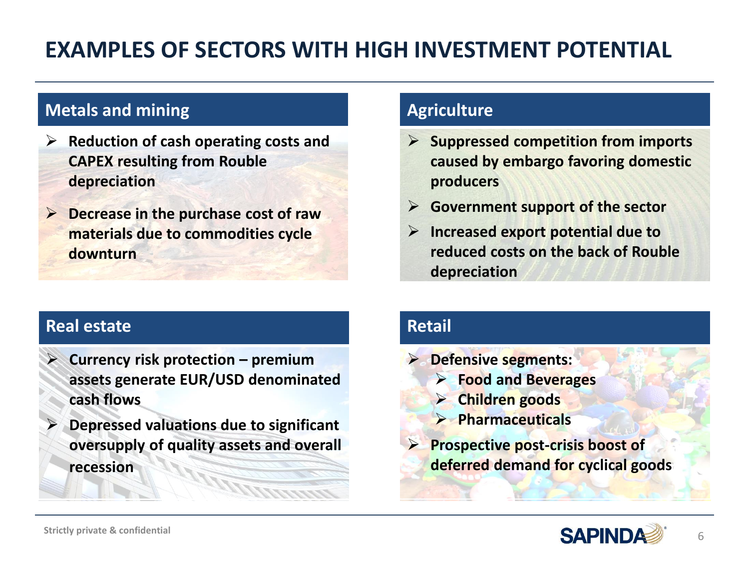# EXAMPLES OF SECTORS WITH HIGH INVESTMENT POTENTIAL

## Metals and mining

- **Reduction of cash operating costs and CAPEX resulting from Rouble depreciation**
- **Decrease in the purchase cost of raw materials due to commodities cycle downturn**

## Agriculture

- **Suppressed competition from imports caused by embargo favoring domestic producers**
- **Government support of the sector**
- **Increased export potential due to reduced costs on the back of Rouble depreciation**

## Real estate

- **Currency risk protection – premium assets generate EUR/USD denominated cash flows**
- **Depressed valuations due to significant oversupply of quality assets and overall recession**

## Retail

- **Defensive segments:**
  - **Food and Beverages**
  - **Children goods**
  - **Pharmaceuticals**
- **Prospective post-crisis boost of deferred demand for cyclical goods**

Strictly private & confidential

SAPINDA